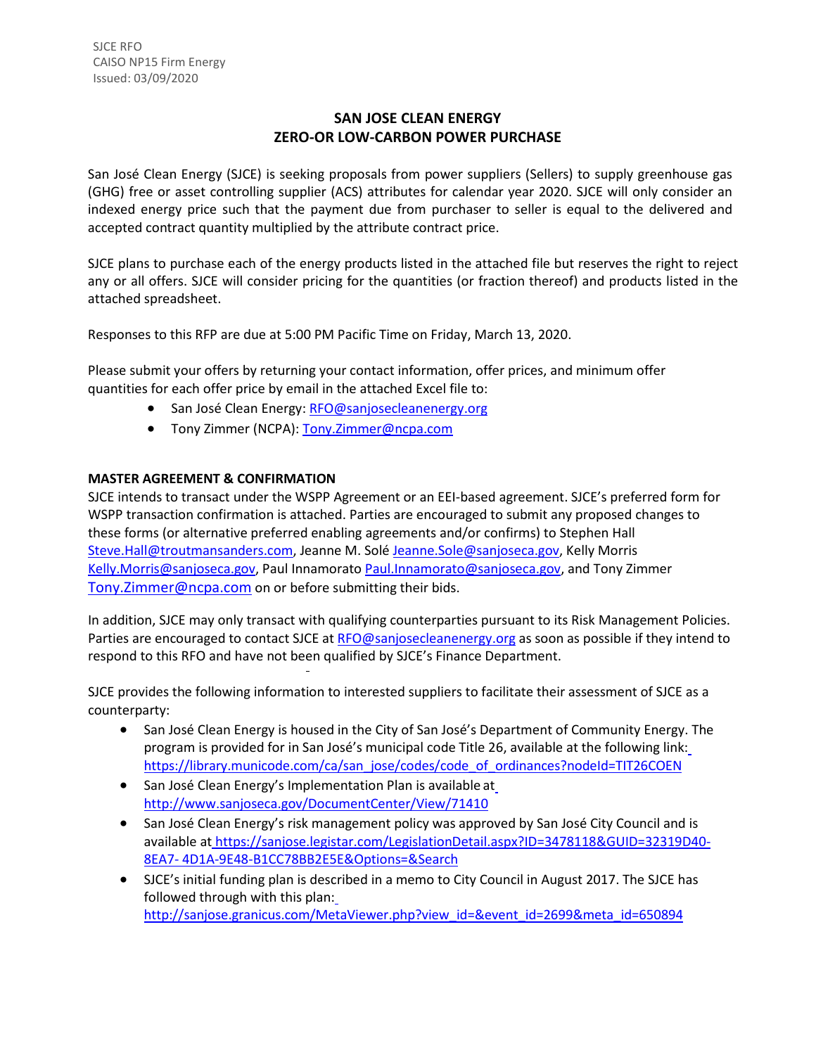SJCE RFO
CAISO NP15 Firm Energy
Issued: 03/09/2020

# SAN JOSE CLEAN ENERGY
# ZERO-OR LOW-CARBON POWER PURCHASE

San José Clean Energy (SJCE) is seeking proposals from power suppliers (Sellers) to supply greenhouse gas (GHG) free or asset controlling supplier (ACS) attributes for calendar year 2020. SJCE will only consider an indexed energy price such that the payment due from purchaser to seller is equal to the delivered and accepted contract quantity multiplied by the attribute contract price.

SJCE plans to purchase each of the energy products listed in the attached file but reserves the right to reject any or all offers. SJCE will consider pricing for the quantities (or fraction thereof) and products listed in the attached spreadsheet.

Responses to this RFP are due at 5:00 PM Pacific Time on Friday, March 13, 2020.

Please submit your offers by returning your contact information, offer prices, and minimum offer quantities for each offer price by email in the attached Excel file to:

- San José Clean Energy: RFO@sanjosecleanenergy.org
- Tony Zimmer (NCPA): Tony.Zimmer@ncpa.com

## MASTER AGREEMENT & CONFIRMATION

SJCE intends to transact under the WSPP Agreement or an EEI-based agreement. SJCE's preferred form for WSPP transaction confirmation is attached. Parties are encouraged to submit any proposed changes to these forms (or alternative preferred enabling agreements and/or confirms) to Stephen Hall Steve.Hall@troutmansanders.com, Jeanne M. Solé Jeanne.Sole@sanjoseca.gov, Kelly Morris Kelly.Morris@sanjoseca.gov, Paul Innamorato Paul.Innamorato@sanjoseca.gov, and Tony Zimmer Tony.Zimmer@ncpa.com on or before submitting their bids.

In addition, SJCE may only transact with qualifying counterparties pursuant to its Risk Management Policies. Parties are encouraged to contact SJCE at RFO@sanjosecleanenergy.org as soon as possible if they intend to respond to this RFO and have not been qualified by SJCE's Finance Department.

SJCE provides the following information to interested suppliers to facilitate their assessment of SJCE as a counterparty:

- San José Clean Energy is housed in the City of San José's Department of Community Energy. The program is provided for in San José's municipal code Title 26, available at the following link: https://library.municode.com/ca/san_jose/codes/code_of_ordinances?nodeId=TIT26COEN
- San José Clean Energy's Implementation Plan is available at http://www.sanjoseca.gov/DocumentCenter/View/71410
- San José Clean Energy's risk management policy was approved by San José City Council and is available at https://sanjose.legistar.com/LegislationDetail.aspx?ID=3478118&GUID=32319D40-8EA7-4D1A-9E48-B1CC78BB2E5E&Options=&Search
- SJCE's initial funding plan is described in a memo to City Council in August 2017. The SJCE has followed through with this plan: http://sanjose.granicus.com/MetaViewer.php?view_id=&event_id=2699&meta_id=650894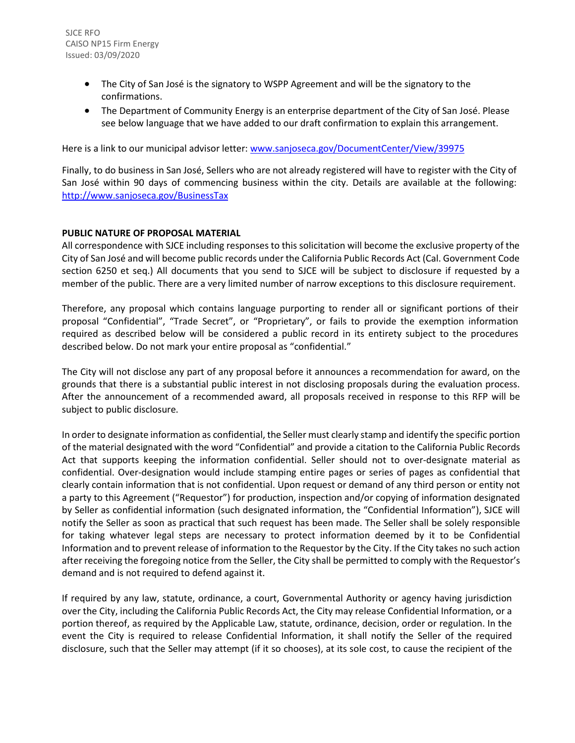- The City of San José is the signatory to WSPP Agreement and will be the signatory to the confirmations.
- The Department of Community Energy is an enterprise department of the City of San José. Please see below language that we have added to our draft confirmation to explain this arrangement.

Here is a link to our municipal advisor letter: www.sanjoseca.gov/DocumentCenter/View/39975

Finally, to do business in San José, Sellers who are not already registered will have to register with the City of San José within 90 days of commencing business within the city. Details are available at the following: http://www.sanjoseca.gov/BusinessTax

**PUBLIC NATURE OF PROPOSAL MATERIAL**

All correspondence with SJCE including responses to this solicitation will become the exclusive property of the City of San José and will become public records under the California Public Records Act (Cal. Government Code section 6250 et seq.) All documents that you send to SJCE will be subject to disclosure if requested by a member of the public. There are a very limited number of narrow exceptions to this disclosure requirement.

Therefore, any proposal which contains language purporting to render all or significant portions of their proposal "Confidential", "Trade Secret", or "Proprietary", or fails to provide the exemption information required as described below will be considered a public record in its entirety subject to the procedures described below. Do not mark your entire proposal as "confidential."

The City will not disclose any part of any proposal before it announces a recommendation for award, on the grounds that there is a substantial public interest in not disclosing proposals during the evaluation process. After the announcement of a recommended award, all proposals received in response to this RFP will be subject to public disclosure.

In order to designate information as confidential, the Seller must clearly stamp and identify the specific portion of the material designated with the word "Confidential" and provide a citation to the California Public Records Act that supports keeping the information confidential. Seller should not to over-designate material as confidential. Over-designation would include stamping entire pages or series of pages as confidential that clearly contain information that is not confidential. Upon request or demand of any third person or entity not a party to this Agreement ("Requestor") for production, inspection and/or copying of information designated by Seller as confidential information (such designated information, the "Confidential Information"), SJCE will notify the Seller as soon as practical that such request has been made. The Seller shall be solely responsible for taking whatever legal steps are necessary to protect information deemed by it to be Confidential Information and to prevent release of information to the Requestor by the City. If the City takes no such action after receiving the foregoing notice from the Seller, the City shall be permitted to comply with the Requestor's demand and is not required to defend against it.

If required by any law, statute, ordinance, a court, Governmental Authority or agency having jurisdiction over the City, including the California Public Records Act, the City may release Confidential Information, or a portion thereof, as required by the Applicable Law, statute, ordinance, decision, order or regulation. In the event the City is required to release Confidential Information, it shall notify the Seller of the required disclosure, such that the Seller may attempt (if it so chooses), at its sole cost, to cause the recipient of the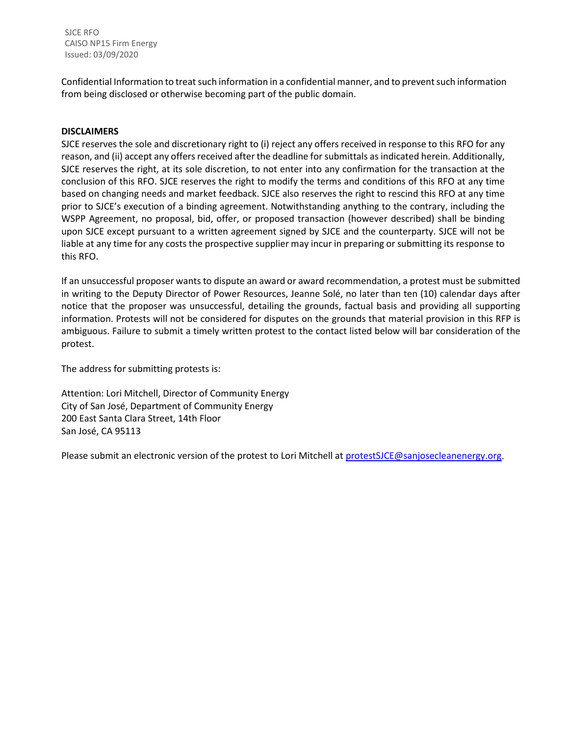Confidential Information to treat such information in a confidential manner, and to prevent such information from being disclosed or otherwise becoming part of the public domain.

**DISCLAIMERS**

SJCE reserves the sole and discretionary right to (i) reject any offers received in response to this RFO for any reason, and (ii) accept any offers received after the deadline for submittals as indicated herein. Additionally, SJCE reserves the right, at its sole discretion, to not enter into any confirmation for the transaction at the conclusion of this RFO. SJCE reserves the right to modify the terms and conditions of this RFO at any time based on changing needs and market feedback. SJCE also reserves the right to rescind this RFO at any time prior to SJCE's execution of a binding agreement. Notwithstanding anything to the contrary, including the WSPP Agreement, no proposal, bid, offer, or proposed transaction (however described) shall be binding upon SJCE except pursuant to a written agreement signed by SJCE and the counterparty. SJCE will not be liable at any time for any costs the prospective supplier may incur in preparing or submitting its response to this RFO.

If an unsuccessful proposer wants to dispute an award or award recommendation, a protest must be submitted in writing to the Deputy Director of Power Resources, Jeanne Solé, no later than ten (10) calendar days after notice that the proposer was unsuccessful, detailing the grounds, factual basis and providing all supporting information. Protests will not be considered for disputes on the grounds that material provision in this RFP is ambiguous. Failure to submit a timely written protest to the contact listed below will bar consideration of the protest.

The address for submitting protests is:

Attention: Lori Mitchell, Director of Community Energy
City of San José, Department of Community Energy
200 East Santa Clara Street, 14th Floor
San José, CA 95113

Please submit an electronic version of the protest to Lori Mitchell at protestSJCE@sanjosecleanenergy.org.